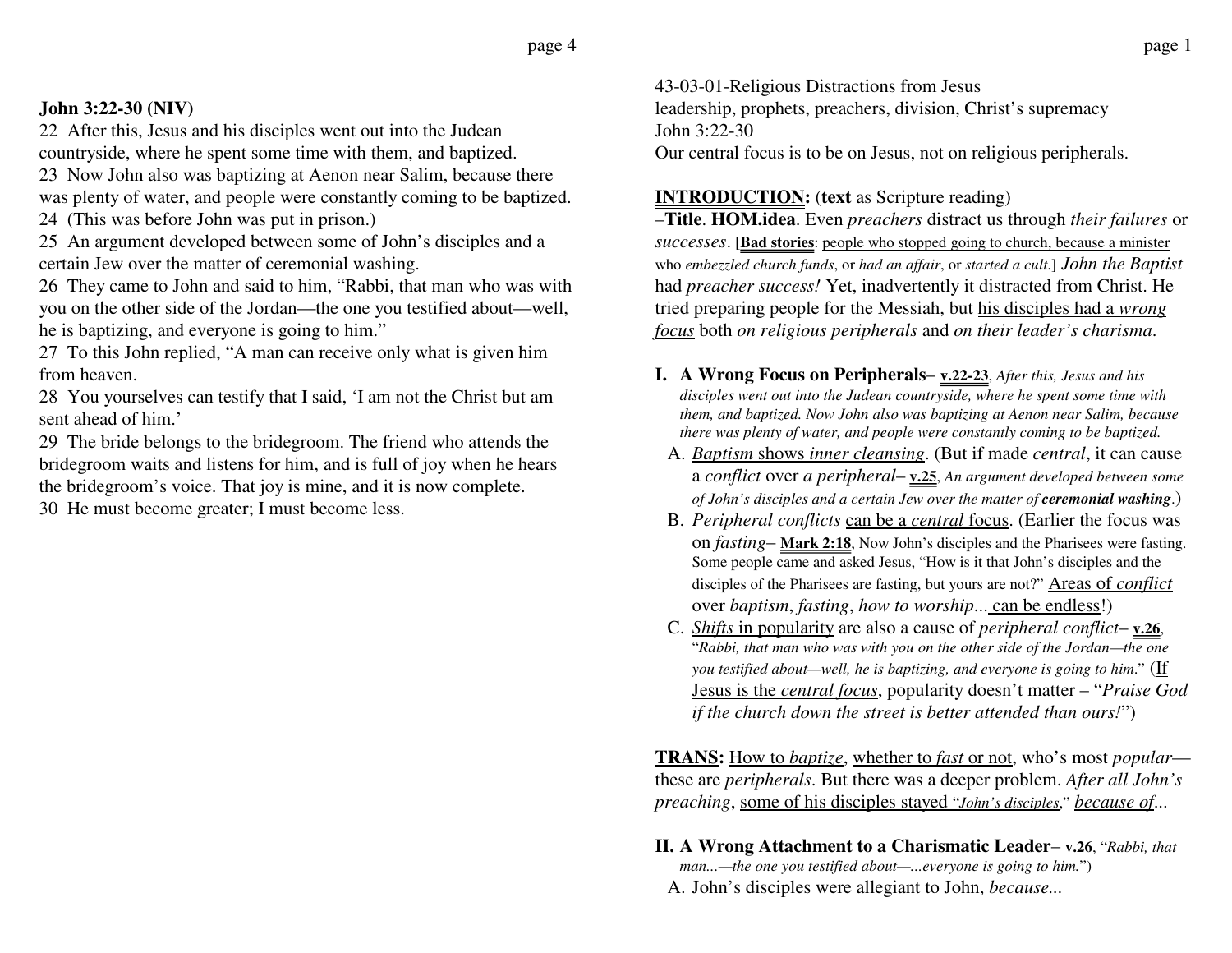**John 3:22-30 (NIV)**

22 After this, Jesus and his disciples went out into the Judean countryside, where he spent some time with them, and baptized.
23 Now John also was baptizing at Aenon near Salim, because there was plenty of water, and people were constantly coming to be baptized.
24 (This was before John was put in prison.)
25 An argument developed between some of John's disciples and a certain Jew over the matter of ceremonial washing.
26 They came to John and said to him, "Rabbi, that man who was with you on the other side of the Jordan—the one you testified about—well, he is baptizing, and everyone is going to him."
27 To this John replied, "A man can receive only what is given him from heaven.
28 You yourselves can testify that I said, 'I am not the Christ but am sent ahead of him.'
29 The bride belongs to the bridegroom. The friend who attends the bridegroom waits and listens for him, and is full of joy when he hears the bridegroom's voice. That joy is mine, and it is now complete.
30 He must become greater; I must become less.

43-03-01-Religious Distractions from Jesus
leadership, prophets, preachers, division, Christ's supremacy
John 3:22-30
Our central focus is to be on Jesus, not on religious peripherals.

**INTRODUCTION:** (**text** as Scripture reading)
–**Title**. **HOM.idea**. Even *preachers* distract us through *their failures* or *successes*. [**Bad stories**: people who stopped going to church, because a minister who *embezzled church funds*, or *had an affair*, or *started a cult*.] *John the Baptist* had *preacher success!* Yet, inadvertently it distracted from Christ. He tried preparing people for the Messiah, but his disciples had a *wrong focus* both *on religious peripherals* and *on their leader's charisma*.

**I. A Wrong Focus on Peripherals**– **v.22-23**, *After this, Jesus and his disciples went out into the Judean countryside, where he spent some time with them, and baptized. Now John also was baptizing at Aenon near Salim, because there was plenty of water, and people were constantly coming to be baptized.*

A. *Baptism* shows *inner cleansing*. (But if made *central*, it can cause a *conflict* over *a peripheral*– **v.25**, *An argument developed between some of John's disciples and a certain Jew over the matter of* ***ceremonial washing***.)

B. *Peripheral conflicts* can be a *central* focus. (Earlier the focus was on *fasting*– **Mark 2:18**, Now John's disciples and the Pharisees were fasting. Some people came and asked Jesus, "How is it that John's disciples and the disciples of the Pharisees are fasting, but yours are not?" Areas of *conflict* over *baptism*, *fasting*, *how to worship*... can be endless!)

C. *Shifts* in popularity are also a cause of *peripheral conflict*– **v.26**, "*Rabbi, that man who was with you on the other side of the Jordan—the one you testified about—well, he is baptizing, and everyone is going to him.*" (If Jesus is the *central focus*, popularity doesn't matter – "*Praise God if the church down the street is better attended than ours!*")

**TRANS:** How to *baptize*, whether to *fast* or not, who's most *popular*—these are *peripherals*. But there was a deeper problem. *After all John's preaching*, some of his disciples stayed "*John's disciples*," *because of*...

**II. A Wrong Attachment to a Charismatic Leader**– **v.26**, "*Rabbi, that man...—the one you testified about—...everyone is going to him.*")

A. John's disciples were allegiant to John, *because*...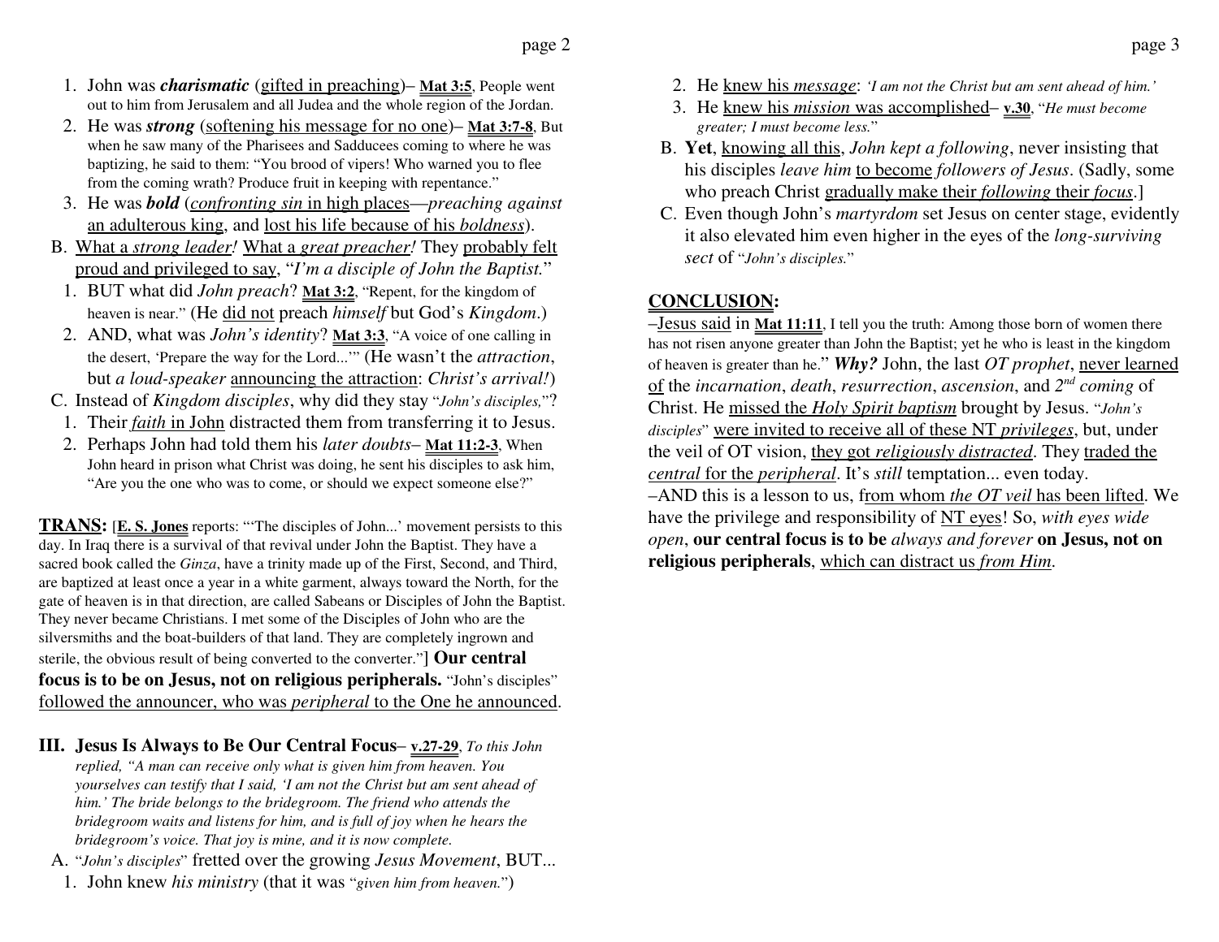1. John was ***charismatic*** (gifted in preaching)– **Mat 3:5**, People went out to him from Jerusalem and all Judea and the whole region of the Jordan.
2. He was ***strong*** (softening his message for no one)– **Mat 3:7-8**, But when he saw many of the Pharisees and Sadducees coming to where he was baptizing, he said to them: "You brood of vipers! Who warned you to flee from the coming wrath? Produce fruit in keeping with repentance."
3. He was ***bold*** (*confronting sin* in high places—*preaching against* an adulterous king, and lost his life because of his *boldness*).

B. What a *strong leader!* What a *great preacher!* They probably felt proud and privileged to say, "*I'm a disciple of John the Baptist.*"

1. BUT what did *John preach*? **Mat 3:2**, "Repent, for the kingdom of heaven is near." (He did not preach *himself* but God's *Kingdom*.)
2. AND, what was *John's identity*? **Mat 3:3**, "A voice of one calling in the desert, 'Prepare the way for the Lord...'" (He wasn't the *attraction*, but *a loud-speaker* announcing the attraction: *Christ's arrival!*)

C. Instead of *Kingdom disciples*, why did they stay "*John's disciples,*"?

1. Their *faith* in John distracted them from transferring it to Jesus.
2. Perhaps John had told them his *later doubts*– **Mat 11:2-3**, When John heard in prison what Christ was doing, he sent his disciples to ask him, "Are you the one who was to come, or should we expect someone else?"

**TRANS:** [**E. S. Jones** reports: "'The disciples of John...' movement persists to this day. In Iraq there is a survival of that revival under John the Baptist. They have a sacred book called the *Ginza*, have a trinity made up of the First, Second, and Third, are baptized at least once a year in a white garment, always toward the North, for the gate of heaven is in that direction, are called Sabeans or Disciples of John the Baptist. They never became Christians. I met some of the Disciples of John who are the silversmiths and the boat-builders of that land. They are completely ingrown and sterile, the obvious result of being converted to the converter."] **Our central focus is to be on Jesus, not on religious peripherals.** "John's disciples" followed the announcer, who was *peripheral* to the One he announced.

**III. Jesus Is Always to Be Our Central Focus**– **v.27-29**, *To this John replied, "A man can receive only what is given him from heaven. You yourselves can testify that I said, 'I am not the Christ but am sent ahead of him.' The bride belongs to the bridegroom. The friend who attends the bridegroom waits and listens for him, and is full of joy when he hears the bridegroom's voice. That joy is mine, and it is now complete.*

A. "*John's disciples*" fretted over the growing *Jesus Movement*, BUT...

1. John knew *his ministry* (that it was "*given him from heaven.*")
2. He knew his *message*: *'I am not the Christ but am sent ahead of him.'*
3. He knew his *mission* was accomplished– **v.30**, "*He must become greater; I must become less.*"

B. **Yet**, knowing all this, *John kept a following*, never insisting that his disciples *leave him* to become *followers of Jesus*. (Sadly, some who preach Christ gradually make their *following* their *focus*.]

C. Even though John's *martyrdom* set Jesus on center stage, evidently it also elevated him even higher in the eyes of the *long-surviving sect* of "*John's disciples.*"

**CONCLUSION:**

–Jesus said in **Mat 11:11**, I tell you the truth: Among those born of women there has not risen anyone greater than John the Baptist; yet he who is least in the kingdom of heaven is greater than he." ***Why?*** John, the last *OT prophet*, never learned of the *incarnation*, *death*, *resurrection*, *ascension*, and *2nd coming* of Christ. He missed the *Holy Spirit baptism* brought by Jesus. "*John's disciples*" were invited to receive all of these NT *privileges*, but, under the veil of OT vision, they got *religiously distracted*. They traded the *central* for the *peripheral*. It's *still* temptation... even today.

–AND this is a lesson to us, from whom *the OT veil* has been lifted. We have the privilege and responsibility of NT eyes! So, *with eyes wide open*, **our central focus is to be** *always and forever* **on Jesus, not on religious peripherals**, which can distract us *from Him*.